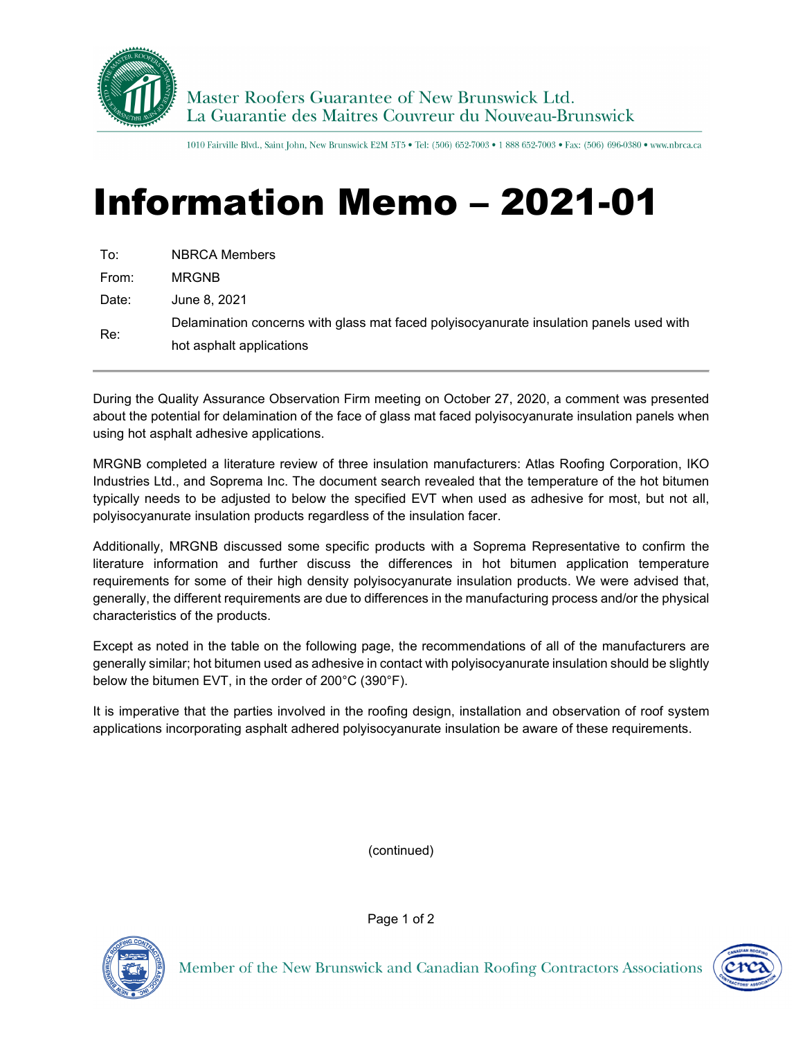Master Roofers Guarantee of New Brunswick Ltd.
La Guarantie des Maitres Couvreur du Nouveau-Brunswick

1010 Fairville Blvd., Saint John, New Brunswick E2M 5T5 • Tel: (506) 652-7003 • 1 888 652-7003 • Fax: (506) 696-0380 • www.nbrca.ca

# Information Memo – 2021-01

| | |
|---|---|
| To: | NBRCA Members |
| From: | MRGNB |
| Date: | June 8, 2021 |
| Re: | Delamination concerns with glass mat faced polyisocyanurate insulation panels used with hot asphalt applications |

During the Quality Assurance Observation Firm meeting on October 27, 2020, a comment was presented about the potential for delamination of the face of glass mat faced polyisocyanurate insulation panels when using hot asphalt adhesive applications.

MRGNB completed a literature review of three insulation manufacturers: Atlas Roofing Corporation, IKO Industries Ltd., and Soprema Inc. The document search revealed that the temperature of the hot bitumen typically needs to be adjusted to below the specified EVT when used as adhesive for most, but not all, polyisocyanurate insulation products regardless of the insulation facer.

Additionally, MRGNB discussed some specific products with a Soprema Representative to confirm the literature information and further discuss the differences in hot bitumen application temperature requirements for some of their high density polyisocyanurate insulation products. We were advised that, generally, the different requirements are due to differences in the manufacturing process and/or the physical characteristics of the products.

Except as noted in the table on the following page, the recommendations of all of the manufacturers are generally similar; hot bitumen used as adhesive in contact with polyisocyanurate insulation should be slightly below the bitumen EVT, in the order of 200°C (390°F).

It is imperative that the parties involved in the roofing design, installation and observation of roof system applications incorporating asphalt adhered polyisocyanurate insulation be aware of these requirements.

(continued)

Member of the New Brunswick and Canadian Roofing Contractors Associations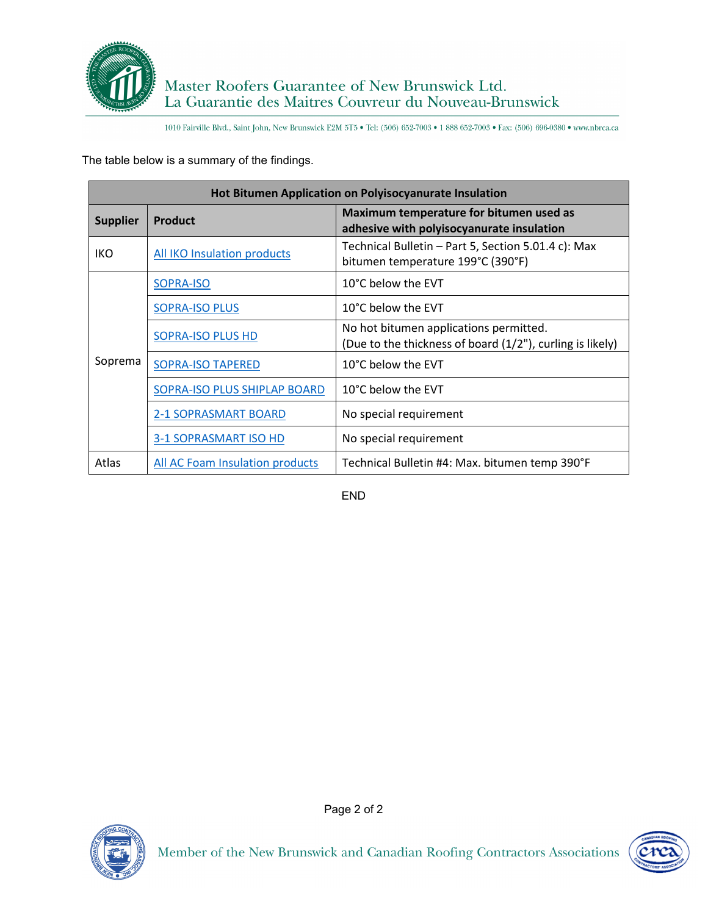The table below is a summary of the findings.

| Hot Bitumen Application on Polyisocyanurate Insulation | | |
|---|---|---|
| **Supplier** | **Product** | **Maximum temperature for bitumen used as adhesive with polyisocyanurate insulation** |
| IKO | All IKO Insulation products | Technical Bulletin – Part 5, Section 5.01.4 c): Max bitumen temperature 199°C (390°F) |
| Soprema | SOPRA-ISO | 10°C below the EVT |
| | SOPRA-ISO PLUS | 10°C below the EVT |
| | SOPRA-ISO PLUS HD | No hot bitumen applications permitted. (Due to the thickness of board (1/2"), curling is likely) |
| | SOPRA-ISO TAPERED | 10°C below the EVT |
| | SOPRA-ISO PLUS SHIPLAP BOARD | 10°C below the EVT |
| | 2-1 SOPRASMART BOARD | No special requirement |
| | 3-1 SOPRASMART ISO HD | No special requirement |
| Atlas | All AC Foam Insulation products | Technical Bulletin #4: Max. bitumen temp 390°F |

END